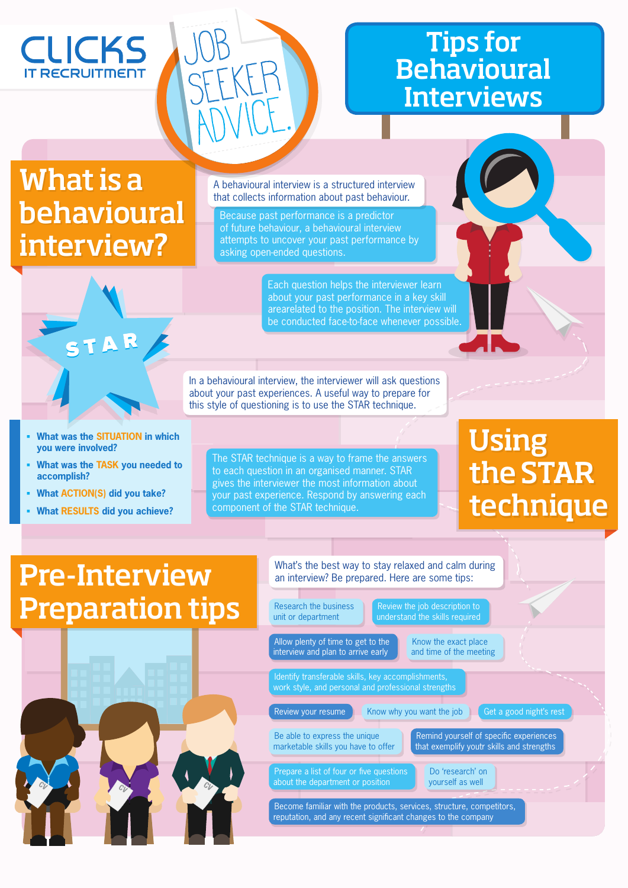CLICKS IT RECRUITMENT

JOB SEEKER ADVICE.

# Tips for Behavioural Interviews

## What is a behavioural interview?

A behavioural interview is a structured interview that collects information about past behaviour.

Because past performance is a predictor of future behaviour, a behavioural interview attempts to uncover your past performance by asking open-ended questions.

Each question helps the interviewer learn about your past performance in a key skill arearelated to the position. The interview will be conducted face-to-face whenever possible.

STAR

In a behavioural interview, the interviewer will ask questions about your past experiences. A useful way to prepare for this style of questioning is to use the STAR technique.

## Using the STAR technique

- **What was the SITUATION in which you were involved?**
- **What was the TASK you needed to accomplish?**
- **What ACTION(S) did you take?**
- **What RESULTS did you achieve?**

The STAR technique is a way to frame the answers to each question in an organised manner. STAR gives the interviewer the most information about your past experience. Respond by answering each component of the STAR technique.

## Pre-Interview Preparation tips

What's the best way to stay relaxed and calm during an interview? Be prepared. Here are some tips:

- Research the business unit or department
- Review the job description to understand the skills required
- Allow plenty of time to get to the interview and plan to arrive early
- Know the exact place and time of the meeting
- Identify transferable skills, key accomplishments, work style, and personal and professional strengths
- Review your resume
- Know why you want the job
- Get a good night's rest
- Be able to express the unique marketable skills you have to offer
- Remind yourself of specific experiences that exemplify youtr skills and strengths
- Prepare a list of four or five questions about the department or position
- Do 'research' on yourself as well
- Become familiar with the products, services, structure, competitors, reputation, and any recent significant changes to the company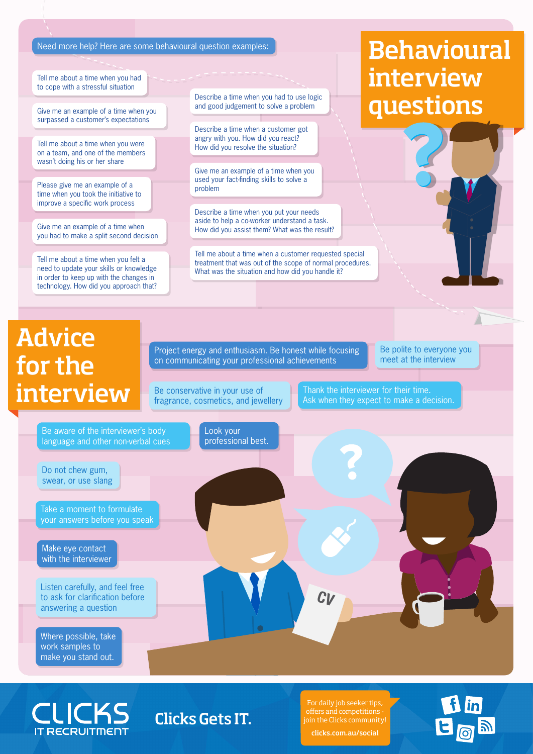# Behavioural interview questions

Need more help? Here are some behavioural question examples:

- Tell me about a time when you had to cope with a stressful situation
- Give me an example of a time when you surpassed a customer's expectations
- Tell me about a time when you were on a team, and one of the members wasn't doing his or her share
- Please give me an example of a time when you took the initiative to improve a specific work process
- Give me an example of a time when you had to make a split second decision
- Tell me about a time when you felt a need to update your skills or knowledge in order to keep up with the changes in technology. How did you approach that?
- Describe a time when you had to use logic and good judgement to solve a problem
- Describe a time when a customer got angry with you. How did you react? How did you resolve the situation?
- Give me an example of a time when you used your fact-finding skills to solve a problem
- Describe a time when you put your needs aside to help a co-worker understand a task. How did you assist them? What was the result?
- Tell me about a time when a customer requested special treatment that was out of the scope of normal procedures. What was the situation and how did you handle it?

# Advice for the interview

- Project energy and enthusiasm. Be honest while focusing on communicating your professional achievements
- Be polite to everyone you meet at the interview
- Be conservative in your use of fragrance, cosmetics, and jewellery
- Thank the interviewer for their time. Ask when they expect to make a decision.
- Be aware of the interviewer's body language and other non-verbal cues
- Look your professional best.
- Do not chew gum, swear, or use slang
- Take a moment to formulate your answers before you speak
- Make eye contact with the interviewer
- Listen carefully, and feel free to ask for clarification before answering a question
- Where possible, take work samples to make you stand out.

CLICKS IT RECRUITMENT

Clicks Gets IT.

For daily job seeker tips, offers and competitions - join the Clicks community!

clicks.com.au/social